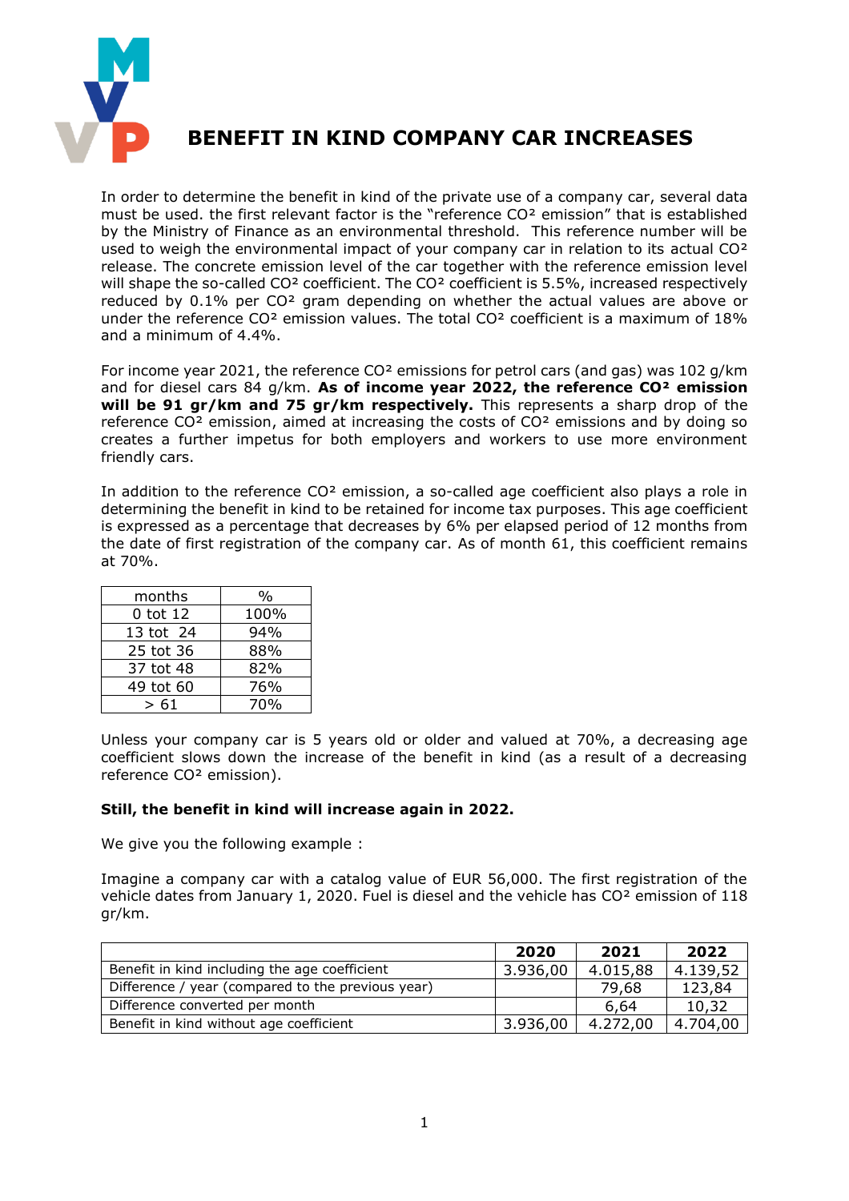# BENEFIT IN KIND COMPANY CAR INCREASES

In order to determine the benefit in kind of the private use of a company car, several data must be used. the first relevant factor is the "reference $CO^2$ emission" that is established by the Ministry of Finance as an environmental threshold. This reference number will be used to weigh the environmental impact of your company car in relation to its actual $CO^2$ release. The concrete emission level of the car together with the reference emission level will shape the so-called $CO^2$ coefficient. The $CO^2$ coefficient is 5.5%, increased respectively reduced by 0.1% per $CO^2$ gram depending on whether the actual values are above or under the reference $CO^2$ emission values. The total $CO^2$ coefficient is a maximum of 18% and a minimum of 4.4%.

For income year 2021, the reference $CO^2$ emissions for petrol cars (and gas) was 102 g/km and for diesel cars 84 g/km. **As of income year 2022, the reference $CO^2$ emission will be 91 gr/km and 75 gr/km respectively.** This represents a sharp drop of the reference $CO^2$ emission, aimed at increasing the costs of $CO^2$ emissions and by doing so creates a further impetus for both employers and workers to use more environment friendly cars.

In addition to the reference $CO^2$ emission, a so-called age coefficient also plays a role in determining the benefit in kind to be retained for income tax purposes. This age coefficient is expressed as a percentage that decreases by 6% per elapsed period of 12 months from the date of first registration of the company car. As of month 61, this coefficient remains at 70%.

| months | % |
|---|---|
| 0 tot 12 | 100% |
| 13 tot 24 | 94% |
| 25 tot 36 | 88% |
| 37 tot 48 | 82% |
| 49 tot 60 | 76% |
| > 61 | 70% |

Unless your company car is 5 years old or older and valued at 70%, a decreasing age coefficient slows down the increase of the benefit in kind (as a result of a decreasing reference $CO^2$ emission).

**Still, the benefit in kind will increase again in 2022.**

We give you the following example :

Imagine a company car with a catalog value of EUR 56,000. The first registration of the vehicle dates from January 1, 2020. Fuel is diesel and the vehicle has $CO^2$ emission of 118 gr/km.

| | 2020 | 2021 | 2022 |
|---|---|---|---|
| Benefit in kind including the age coefficient | 3.936,00 | 4.015,88 | 4.139,52 |
| Difference / year (compared to the previous year) | | 79,68 | 123,84 |
| Difference converted per month | | 6,64 | 10,32 |
| Benefit in kind without age coefficient | 3.936,00 | 4.272,00 | 4.704,00 |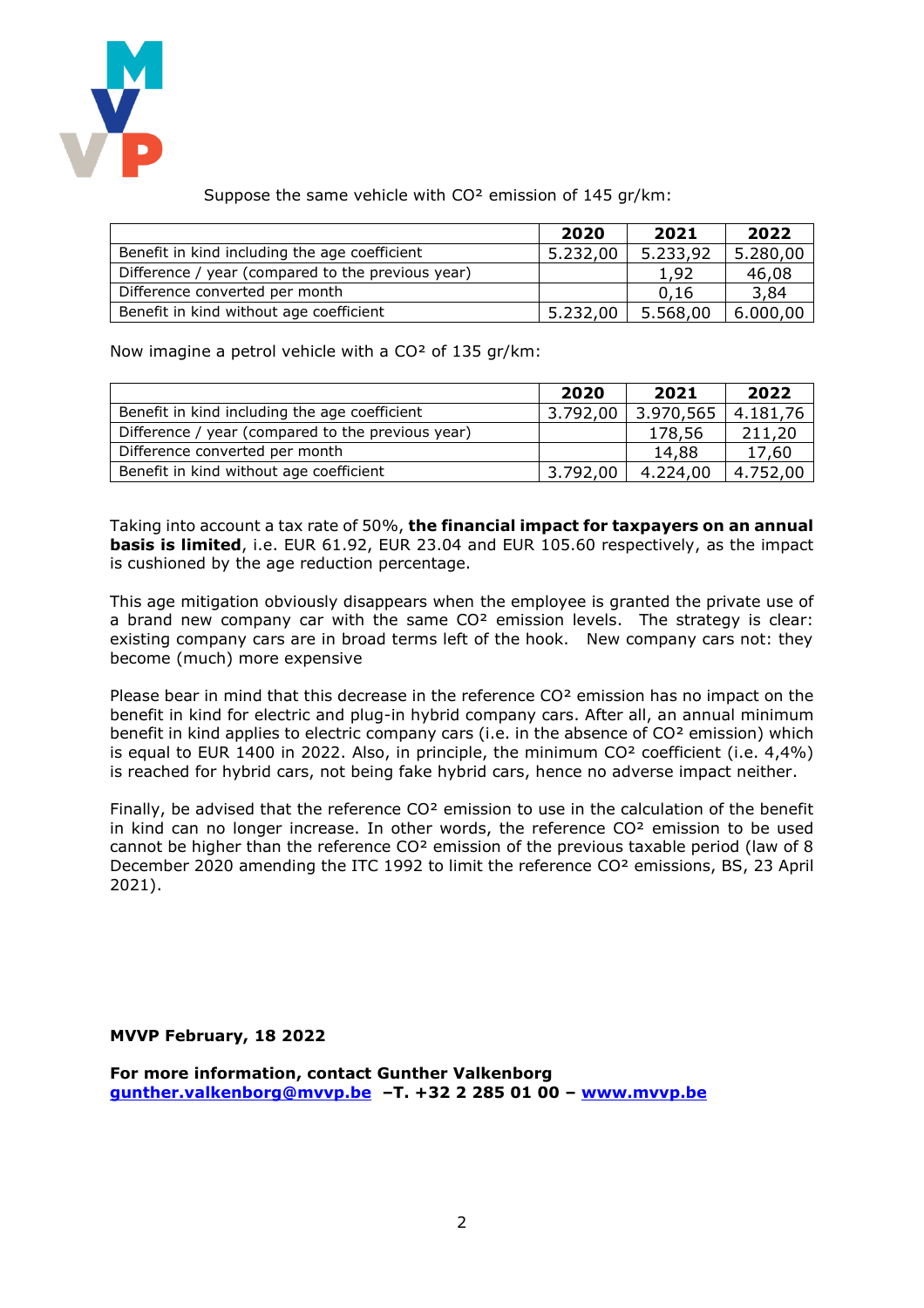Suppose the same vehicle with CO² emission of 145 gr/km:

| | 2020 | 2021 | 2022 |
| --- | --- | --- | --- |
| Benefit in kind including the age coefficient | 5.232,00 | 5.233,92 | 5.280,00 |
| Difference / year (compared to the previous year) | | 1,92 | 46,08 |
| Difference converted per month | | 0,16 | 3,84 |
| Benefit in kind without age coefficient | 5.232,00 | 5.568,00 | 6.000,00 |

Now imagine a petrol vehicle with a CO² of 135 gr/km:

| | 2020 | 2021 | 2022 |
| --- | --- | --- | --- |
| Benefit in kind including the age coefficient | 3.792,00 | 3.970,565 | 4.181,76 |
| Difference / year (compared to the previous year) | | 178,56 | 211,20 |
| Difference converted per month | | 14,88 | 17,60 |
| Benefit in kind without age coefficient | 3.792,00 | 4.224,00 | 4.752,00 |

Taking into account a tax rate of 50%, **the financial impact for taxpayers on an annual basis is limited**, i.e. EUR 61.92, EUR 23.04 and EUR 105.60 respectively, as the impact is cushioned by the age reduction percentage.

This age mitigation obviously disappears when the employee is granted the private use of a brand new company car with the same CO² emission levels. The strategy is clear: existing company cars are in broad terms left of the hook. New company cars not: they become (much) more expensive

Please bear in mind that this decrease in the reference CO² emission has no impact on the benefit in kind for electric and plug-in hybrid company cars. After all, an annual minimum benefit in kind applies to electric company cars (i.e. in the absence of CO² emission) which is equal to EUR 1400 in 2022. Also, in principle, the minimum CO² coefficient (i.e. 4,4%) is reached for hybrid cars, not being fake hybrid cars, hence no adverse impact neither.

Finally, be advised that the reference CO² emission to use in the calculation of the benefit in kind can no longer increase. In other words, the reference CO² emission to be used cannot be higher than the reference CO² emission of the previous taxable period (law of 8 December 2020 amending the ITC 1992 to limit the reference CO² emissions, BS, 23 April 2021).

**MVVP February, 18 2022**

**For more information, contact Gunther Valkenborg**
**gunther.valkenborg@mvvp.be –T. +32 2 285 01 00 – www.mvvp.be**